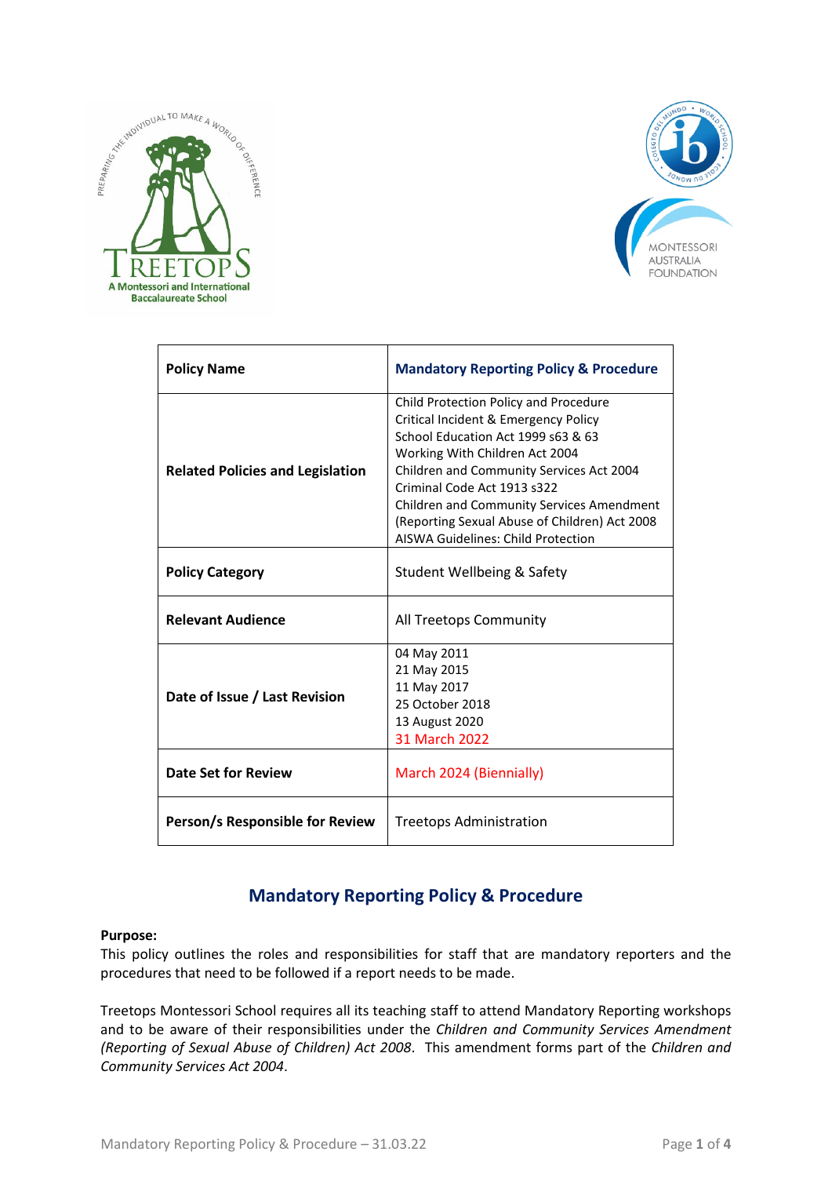| Policy Name | Mandatory Reporting Policy & Procedure |
|---|---|
| Related Policies and Legislation | Child Protection Policy and Procedure<br>Critical Incident & Emergency Policy<br>School Education Act 1999 s63 & 63<br>Working With Children Act 2004<br>Children and Community Services Act 2004<br>Criminal Code Act 1913 s322<br>Children and Community Services Amendment (Reporting Sexual Abuse of Children) Act 2008<br>AISWA Guidelines: Child Protection |
| Policy Category | Student Wellbeing & Safety |
| Relevant Audience | All Treetops Community |
| Date of Issue / Last Revision | 04 May 2011<br>21 May 2015<br>11 May 2017<br>25 October 2018<br>13 August 2020<br>31 March 2022 |
| Date Set for Review | March 2024 (Biennially) |
| Person/s Responsible for Review | Treetops Administration |

# Mandatory Reporting Policy & Procedure

**Purpose:**
This policy outlines the roles and responsibilities for staff that are mandatory reporters and the procedures that need to be followed if a report needs to be made.

Treetops Montessori School requires all its teaching staff to attend Mandatory Reporting workshops and to be aware of their responsibilities under the *Children and Community Services Amendment (Reporting of Sexual Abuse of Children) Act 2008*. This amendment forms part of the *Children and Community Services Act 2004*.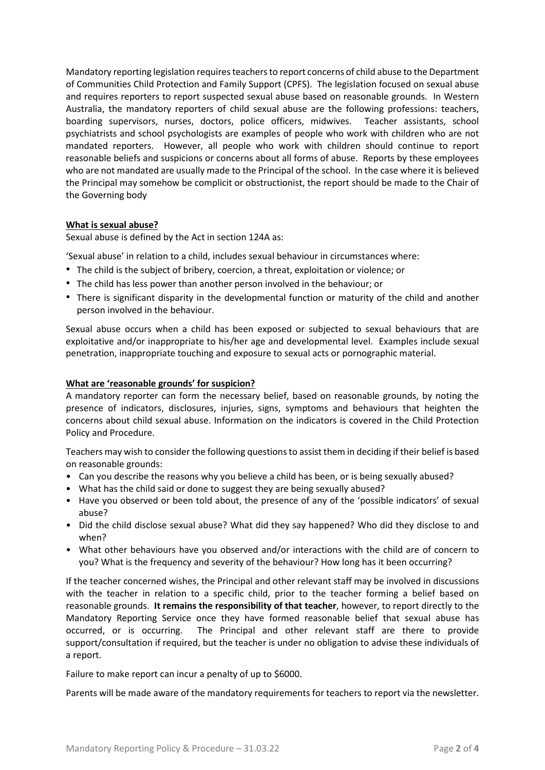Mandatory reporting legislation requires teachers to report concerns of child abuse to the Department of Communities Child Protection and Family Support (CPFS). The legislation focused on sexual abuse and requires reporters to report suspected sexual abuse based on reasonable grounds. In Western Australia, the mandatory reporters of child sexual abuse are the following professions: teachers, boarding supervisors, nurses, doctors, police officers, midwives. Teacher assistants, school psychiatrists and school psychologists are examples of people who work with children who are not mandated reporters. However, all people who work with children should continue to report reasonable beliefs and suspicions or concerns about all forms of abuse. Reports by these employees who are not mandated are usually made to the Principal of the school. In the case where it is believed the Principal may somehow be complicit or obstructionist, the report should be made to the Chair of the Governing body

**<u>What is sexual abuse?</u>**

Sexual abuse is defined by the Act in section 124A as:

'Sexual abuse' in relation to a child, includes sexual behaviour in circumstances where:

- The child is the subject of bribery, coercion, a threat, exploitation or violence; or
- The child has less power than another person involved in the behaviour; or
- There is significant disparity in the developmental function or maturity of the child and another person involved in the behaviour.

Sexual abuse occurs when a child has been exposed or subjected to sexual behaviours that are exploitative and/or inappropriate to his/her age and developmental level. Examples include sexual penetration, inappropriate touching and exposure to sexual acts or pornographic material.

**<u>What are 'reasonable grounds' for suspicion?</u>**

A mandatory reporter can form the necessary belief, based on reasonable grounds, by noting the presence of indicators, disclosures, injuries, signs, symptoms and behaviours that heighten the concerns about child sexual abuse. Information on the indicators is covered in the Child Protection Policy and Procedure.

Teachers may wish to consider the following questions to assist them in deciding if their belief is based on reasonable grounds:

- Can you describe the reasons why you believe a child has been, or is being sexually abused?
- What has the child said or done to suggest they are being sexually abused?
- Have you observed or been told about, the presence of any of the 'possible indicators' of sexual abuse?
- Did the child disclose sexual abuse? What did they say happened? Who did they disclose to and when?
- What other behaviours have you observed and/or interactions with the child are of concern to you? What is the frequency and severity of the behaviour? How long has it been occurring?

If the teacher concerned wishes, the Principal and other relevant staff may be involved in discussions with the teacher in relation to a specific child, prior to the teacher forming a belief based on reasonable grounds. **It remains the responsibility of that teacher**, however, to report directly to the Mandatory Reporting Service once they have formed reasonable belief that sexual abuse has occurred, or is occurring. The Principal and other relevant staff are there to provide support/consultation if required, but the teacher is under no obligation to advise these individuals of a report.

Failure to make report can incur a penalty of up to $6000.

Parents will be made aware of the mandatory requirements for teachers to report via the newsletter.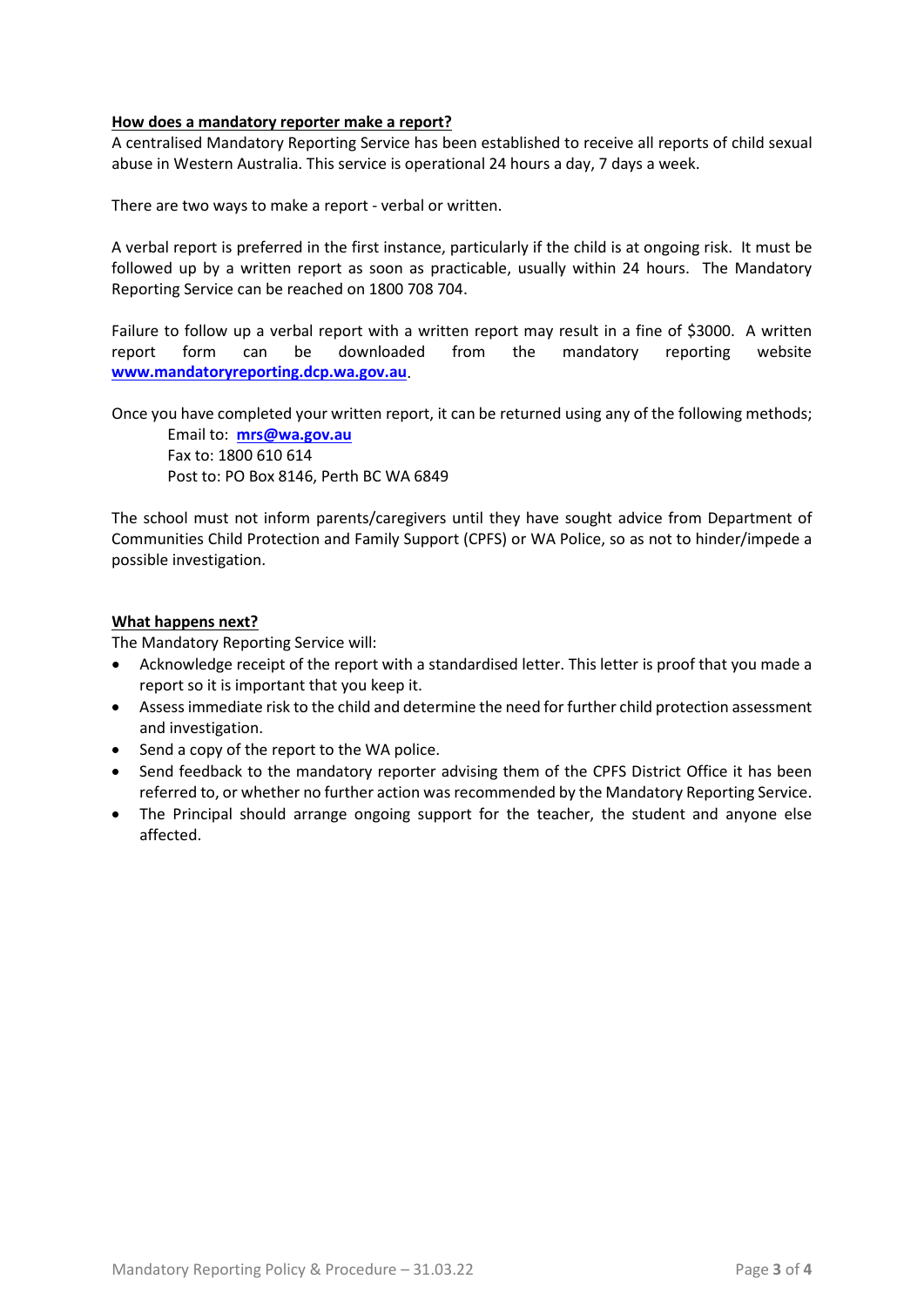**How does a mandatory reporter make a report?**

A centralised Mandatory Reporting Service has been established to receive all reports of child sexual abuse in Western Australia. This service is operational 24 hours a day, 7 days a week.

There are two ways to make a report - verbal or written.

A verbal report is preferred in the first instance, particularly if the child is at ongoing risk. It must be followed up by a written report as soon as practicable, usually within 24 hours. The Mandatory Reporting Service can be reached on 1800 708 704.

Failure to follow up a verbal report with a written report may result in a fine of $3000. A written report form can be downloaded from the mandatory reporting website **www.mandatoryreporting.dcp.wa.gov.au**.

Once you have completed your written report, it can be returned using any of the following methods;

Email to: **mrs@wa.gov.au**
Fax to: 1800 610 614
Post to: PO Box 8146, Perth BC WA 6849

The school must not inform parents/caregivers until they have sought advice from Department of Communities Child Protection and Family Support (CPFS) or WA Police, so as not to hinder/impede a possible investigation.

**What happens next?**

The Mandatory Reporting Service will:

- Acknowledge receipt of the report with a standardised letter. This letter is proof that you made a report so it is important that you keep it.
- Assess immediate risk to the child and determine the need for further child protection assessment and investigation.
- Send a copy of the report to the WA police.
- Send feedback to the mandatory reporter advising them of the CPFS District Office it has been referred to, or whether no further action was recommended by the Mandatory Reporting Service.
- The Principal should arrange ongoing support for the teacher, the student and anyone else affected.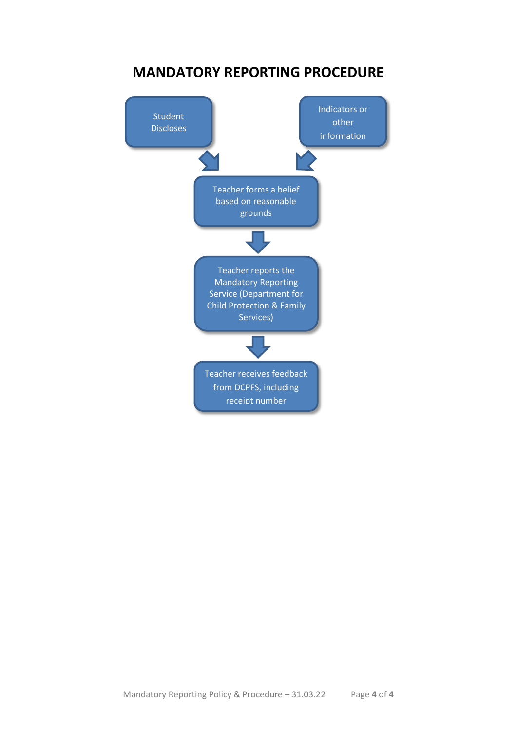# MANDATORY REPORTING PROCEDURE

Student Discloses

Indicators or other information

Teacher forms a belief based on reasonable grounds

Teacher reports the Mandatory Reporting Service (Department for Child Protection & Family Services)

Teacher receives feedback from DCPFS, including receipt number